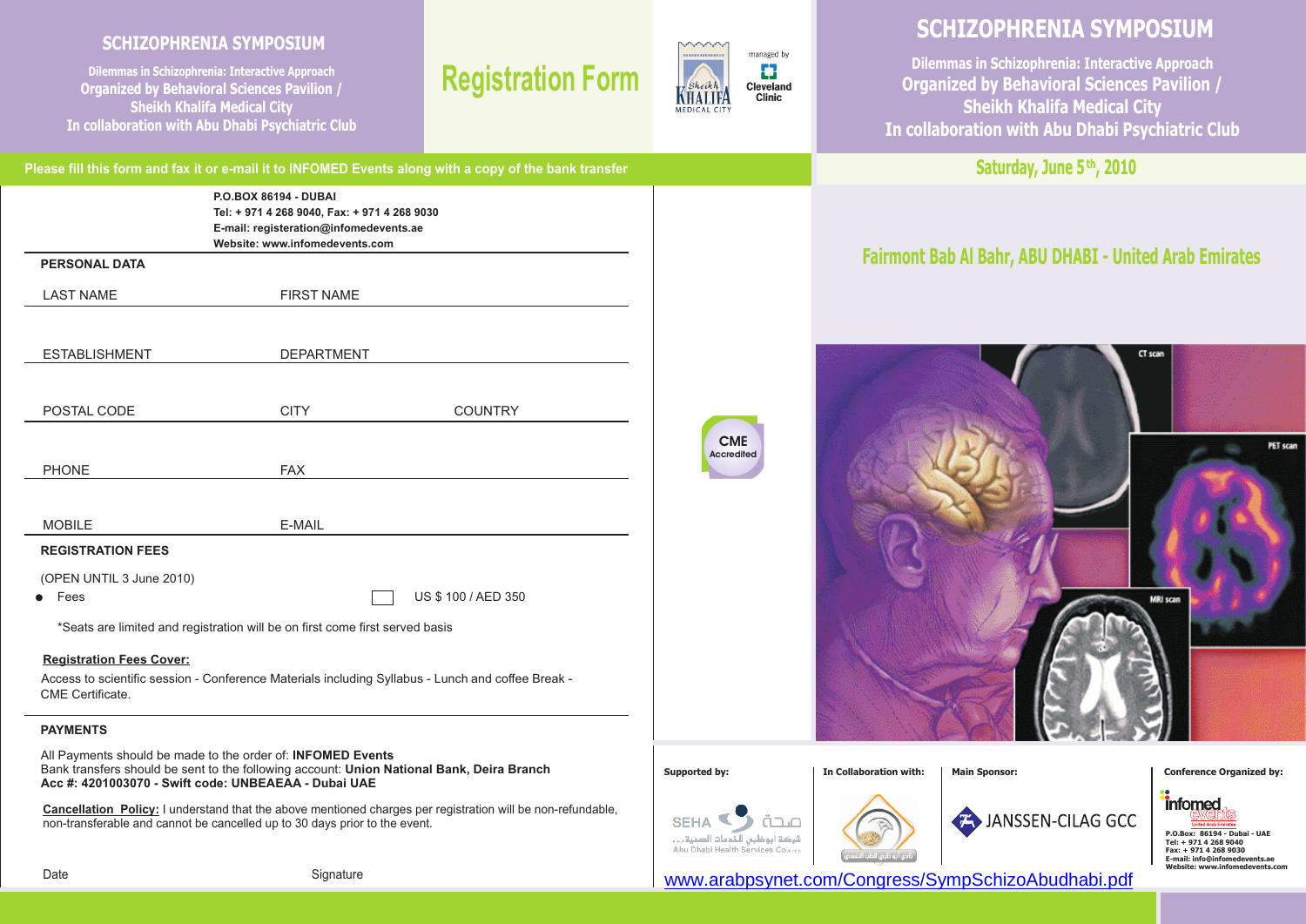# SCHIZOPHRENIA SYMPOSIUM

**Dilemmas in Schizophrenia: Interactive Approach**
**Organized by Behavioral Sciences Pavilion / Sheikh Khalifa Medical City**
**In collaboration with Abu Dhabi Psychiatric Club**

# Registration Form

managed by Cleveland Clinic

**Please fill this form and fax it or e-mail it to INFOMED Events along with a copy of the bank transfer**

**P.O.BOX 86194 - DUBAI**
**Tel: + 971 4 268 9040, Fax: + 971 4 268 9030**
**E-mail: registeration@infomedevents.ae**
**Website: www.infomedevents.com**

## PERSONAL DATA

LAST NAME | FIRST NAME

ESTABLISHMENT | DEPARTMENT

POSTAL CODE | CITY | COUNTRY

PHONE | FAX

MOBILE | E-MAIL

## REGISTRATION FEES

(OPEN UNTIL 3 June 2010)

- Fees ☐ US $ 100 / AED 350

*Seats are limited and registration will be on first come first served basis

**Registration Fees Cover:**

Access to scientific session - Conference Materials including Syllabus - Lunch and coffee Break - CME Certificate.

## PAYMENTS

All Payments should be made to the order of: **INFOMED Events**
Bank transfers should be sent to the following account: **Union National Bank, Deira Branch**
**Acc #: 4201003070 - Swift code: UNBEAEAA - Dubai UAE**

**Cancellation Policy:** I understand that the above mentioned charges per registration will be non-refundable, non-transferable and cannot be cancelled up to 30 days prior to the event.

Date | Signature

CME Accredited

# SCHIZOPHRENIA SYMPOSIUM

**Dilemmas in Schizophrenia: Interactive Approach**
**Organized by Behavioral Sciences Pavilion / Sheikh Khalifa Medical City**
**In collaboration with Abu Dhabi Psychiatric Club**

**Saturday, June 5th, 2010**

**Fairmont Bab Al Bahr, ABU DHABI - United Arab Emirates**

CT scan | PET scan | MRI scan

**Supported by:** SEHA – Abu Dhabi Health Services Co.

**In Collaboration with:** Abu Dhabi Psychiatric Club

**Main Sponsor:** JANSSEN-CILAG GCC

**Conference Organized by:** infomed events
P.O.Box: 86194 - Dubai - UAE
Tel: + 971 4 268 9040
Fax: + 971 4 268 9030
E-mail: info@infomedevents.ae
Website: www.infomedevents.com

www.arabpsynet.com/Congress/SympSchizoAbudhabi.pdf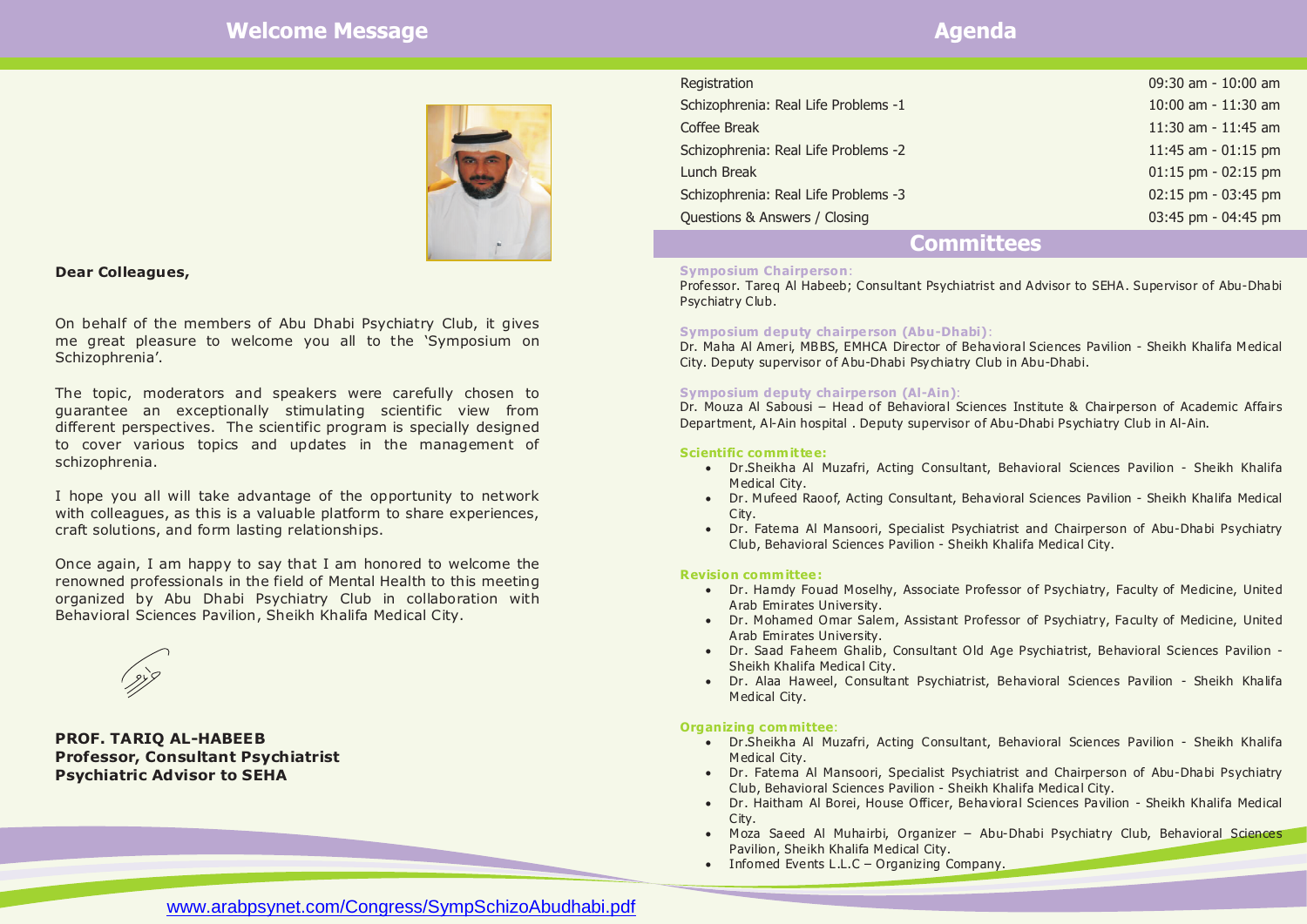## Welcome Message

**Dear Colleagues,**

On behalf of the members of Abu Dhabi Psychiatry Club, it gives me great pleasure to welcome you all to the 'Symposium on Schizophrenia'.

The topic, moderators and speakers were carefully chosen to guarantee an exceptionally stimulating scientific view from different perspectives. The scientific program is specially designed to cover various topics and updates in the management of schizophrenia.

I hope you all will take advantage of the opportunity to network with colleagues, as this is a valuable platform to share experiences, craft solutions, and form lasting relationships.

Once again, I am happy to say that I am honored to welcome the renowned professionals in the field of Mental Health to this meeting organized by Abu Dhabi Psychiatry Club in collaboration with Behavioral Sciences Pavilion, Sheikh Khalifa Medical City.

**PROF. TARIQ AL-HABEEB**
**Professor, Consultant Psychiatrist**
**Psychiatric Advisor to SEHA**

## Agenda

| | |
|---|---|
| Registration | 09:30 am - 10:00 am |
| Schizophrenia: Real Life Problems -1 | 10:00 am - 11:30 am |
| Coffee Break | 11:30 am - 11:45 am |
| Schizophrenia: Real Life Problems -2 | 11:45 am - 01:15 pm |
| Lunch Break | 01:15 pm - 02:15 pm |
| Schizophrenia: Real Life Problems -3 | 02:15 pm - 03:45 pm |
| Questions & Answers / Closing | 03:45 pm - 04:45 pm |

## Committees

**Symposium Chairperson**:
Professor. Tareq Al Habeeb; Consultant Psychiatrist and Advisor to SEHA. Supervisor of Abu-Dhabi Psychiatry Club.

**Symposium deputy chairperson (Abu-Dhabi)**:
Dr. Maha Al Ameri, MBBS, EMHCA Director of Behavioral Sciences Pavilion - Sheikh Khalifa Medical City. Deputy supervisor of Abu-Dhabi Psychiatry Club in Abu-Dhabi.

**Symposium deputy chairperson (Al-Ain)**:
Dr. Mouza Al Sabousi – Head of Behavioral Sciences Institute & Chairperson of Academic Affairs Department, Al-Ain hospital . Deputy supervisor of Abu-Dhabi Psychiatry Club in Al-Ain.

**Scientific committee:**

- Dr.Sheikha Al Muzafri, Acting Consultant, Behavioral Sciences Pavilion - Sheikh Khalifa Medical City.
- Dr. Mufeed Raoof, Acting Consultant, Behavioral Sciences Pavilion - Sheikh Khalifa Medical City.
- Dr. Fatema Al Mansoori, Specialist Psychiatrist and Chairperson of Abu-Dhabi Psychiatry Club, Behavioral Sciences Pavilion - Sheikh Khalifa Medical City.

**Revision committee:**

- Dr. Hamdy Fouad Moselhy, Associate Professor of Psychiatry, Faculty of Medicine, United Arab Emirates University.
- Dr. Mohamed Omar Salem, Assistant Professor of Psychiatry, Faculty of Medicine, United Arab Emirates University.
- Dr. Saad Faheem Ghalib, Consultant Old Age Psychiatrist, Behavioral Sciences Pavilion - Sheikh Khalifa Medical City.
- Dr. Alaa Haweel, Consultant Psychiatrist, Behavioral Sciences Pavilion - Sheikh Khalifa Medical City.

**Organizing committee**:

- Dr.Sheikha Al Muzafri, Acting Consultant, Behavioral Sciences Pavilion - Sheikh Khalifa Medical City.
- Dr. Fatema Al Mansoori, Specialist Psychiatrist and Chairperson of Abu-Dhabi Psychiatry Club, Behavioral Sciences Pavilion - Sheikh Khalifa Medical City.
- Dr. Haitham Al Borei, House Officer, Behavioral Sciences Pavilion - Sheikh Khalifa Medical City.
- Moza Saeed Al Muhairbi, Organizer – Abu-Dhabi Psychiatry Club, Behavioral Sciences Pavilion, Sheikh Khalifa Medical City.
- Infomed Events L.L.C – Organizing Company.

www.arabpsynet.com/Congress/SympSchizoAbudhabi.pdf